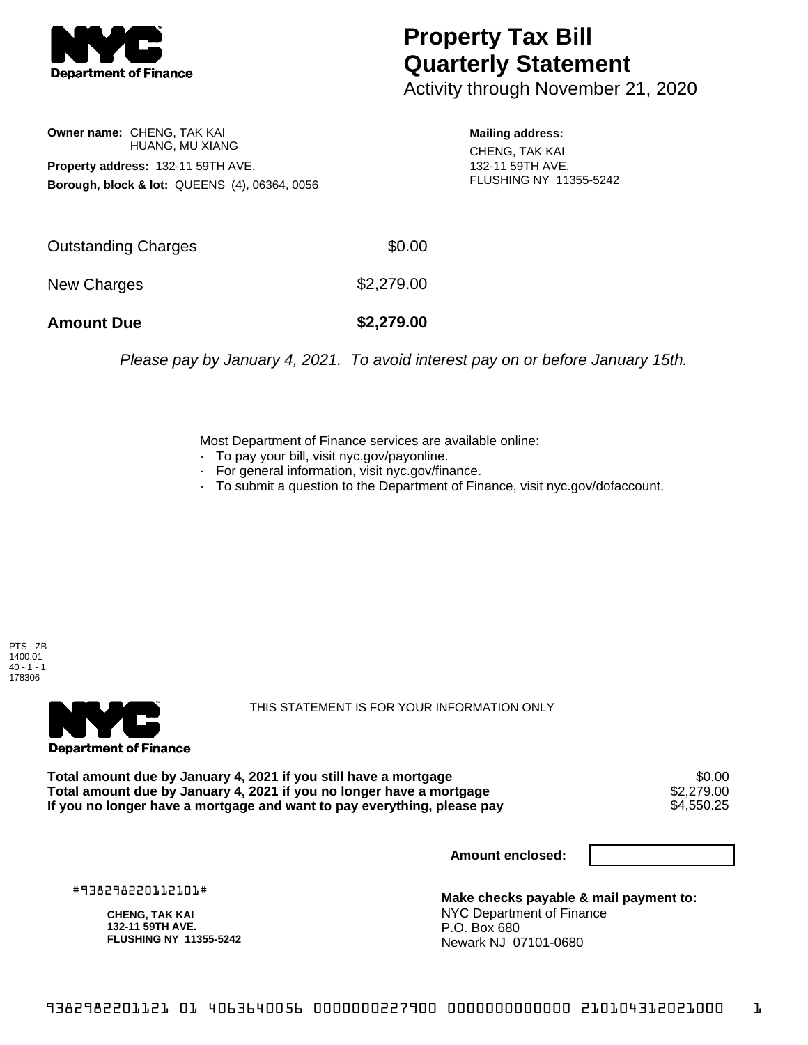# Property Tax Bill Quarterly Statement

Activity through November 21, 2020

**Owner name:** CHENG, TAK KAI
HUANG, MU XIANG

**Property address:** 132-11 59TH AVE.

**Borough, block & lot:** QUEENS (4), 06364, 0056

**Mailing address:**
CHENG, TAK KAI
132-11 59TH AVE.
FLUSHING NY 11355-5242

| | |
|---|---|
| Outstanding Charges | $0.00 |
| New Charges | $2,279.00 |
| **Amount Due** | **$2,279.00** |

*Please pay by January 4, 2021. To avoid interest pay on or before January 15th.*

Most Department of Finance services are available online:
- To pay your bill, visit nyc.gov/payonline.
- For general information, visit nyc.gov/finance.
- To submit a question to the Department of Finance, visit nyc.gov/dofaccount.

PTS - ZB
1400.01
40 - 1 - 1
178306

THIS STATEMENT IS FOR YOUR INFORMATION ONLY

| | |
|---|---|
| **Total amount due by January 4, 2021 if you still have a mortgage** | $0.00 |
| **Total amount due by January 4, 2021 if you no longer have a mortgage** | $2,279.00 |
| **If you no longer have a mortgage and want to pay everything, please pay** | $4,550.25 |

**Amount enclosed:**

#938298220112101#

**CHENG, TAK KAI**
**132-11 59TH AVE.**
**FLUSHING NY 11355-5242**

**Make checks payable & mail payment to:**
NYC Department of Finance
P.O. Box 680
Newark NJ 07101-0680

9382982201121 01 4063640056 0000000227900 0000000000000 210104312021000 1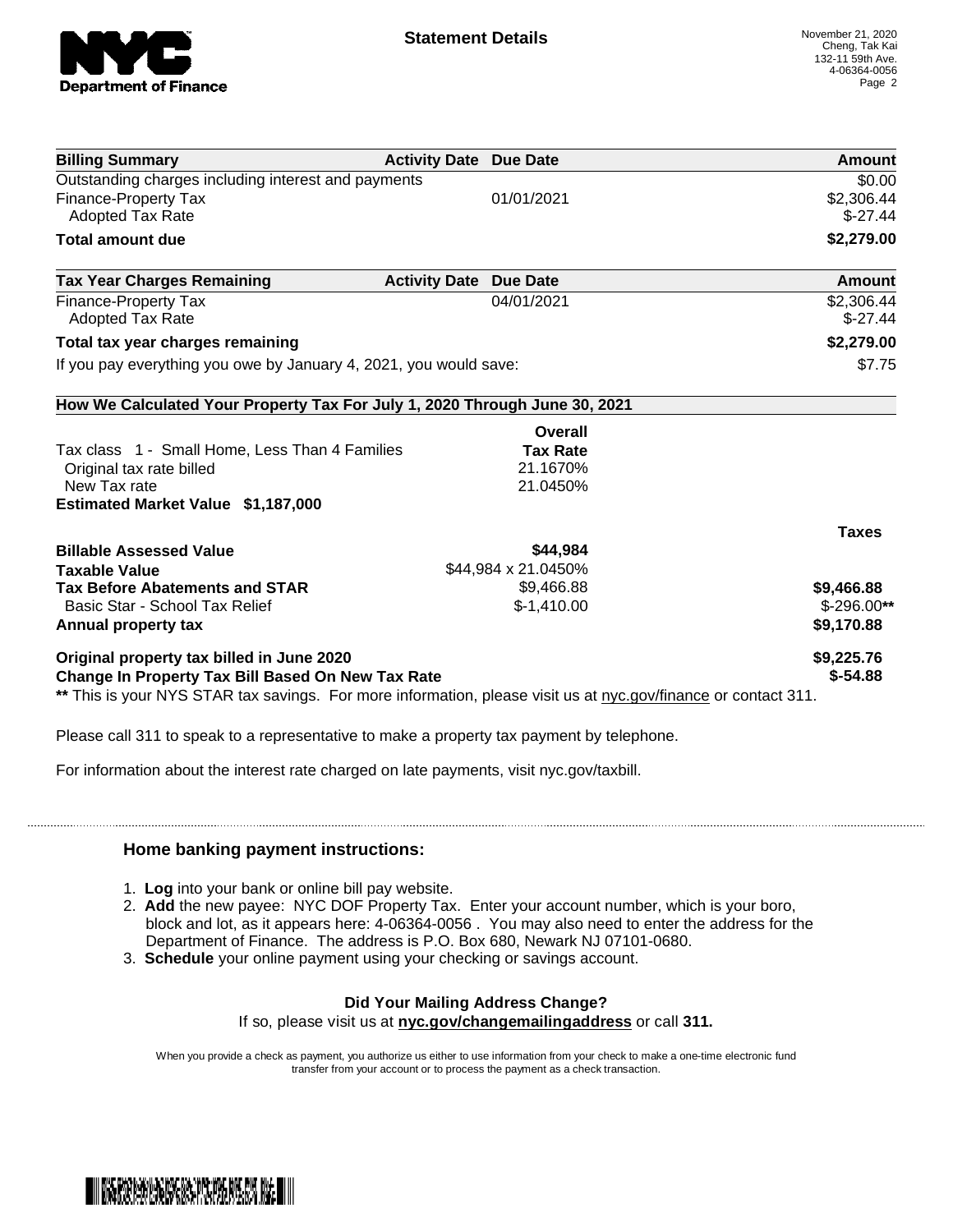# Statement Details

November 21, 2020
Cheng, Tak Kai
132-11 59th Ave.
4-06364-0056

| Billing Summary | Activity Date | Due Date | Amount |
|---|---|---|---|
| Outstanding charges including interest and payments | | | $0.00 |
| Finance-Property Tax | | 01/01/2021 | $2,306.44 |
| Adopted Tax Rate | | | $-27.44 |
| **Total amount due** | | | **$2,279.00** |

| Tax Year Charges Remaining | Activity Date | Due Date | Amount |
|---|---|---|---|
| Finance-Property Tax | | 04/01/2021 | $2,306.44 |
| Adopted Tax Rate | | | $-27.44 |
| **Total tax year charges remaining** | | | **$2,279.00** |
| If you pay everything you owe by January 4, 2021, you would save: | | | $7.75 |

## How We Calculated Your Property Tax For July 1, 2020 Through June 30, 2021

| | Overall Tax Rate | Taxes |
|---|---|---|
| Tax class 1 - Small Home, Less Than 4 Families | | |
| Original tax rate billed | 21.1670% | |
| New Tax rate | 21.0450% | |
| **Estimated Market Value $1,187,000** | | |
| **Billable Assessed Value** | **$44,984** | |
| **Taxable Value** | $44,984 x 21.0450% | |
| **Tax Before Abatements and STAR** | $9,466.88 | **$9,466.88** |
| Basic Star - School Tax Relief | $-1,410.00 | $-296.00** |
| **Annual property tax** | | **$9,170.88** |
| **Original property tax billed in June 2020** | | **$9,225.76** |
| **Change In Property Tax Bill Based On New Tax Rate** | | **$-54.88** |

** This is your NYS STAR tax savings. For more information, please visit us at nyc.gov/finance or contact 311.

Please call 311 to speak to a representative to make a property tax payment by telephone.

For information about the interest rate charged on late payments, visit nyc.gov/taxbill.

### Home banking payment instructions:

1. **Log** into your bank or online bill pay website.
2. **Add** the new payee: NYC DOF Property Tax. Enter your account number, which is your boro, block and lot, as it appears here: 4-06364-0056 . You may also need to enter the address for the Department of Finance. The address is P.O. Box 680, Newark NJ 07101-0680.
3. **Schedule** your online payment using your checking or savings account.

**Did Your Mailing Address Change?**
If so, please visit us at **nyc.gov/changemailingaddress** or call **311.**

When you provide a check as payment, you authorize us either to use information from your check to make a one-time electronic fund transfer from your account or to process the payment as a check transaction.